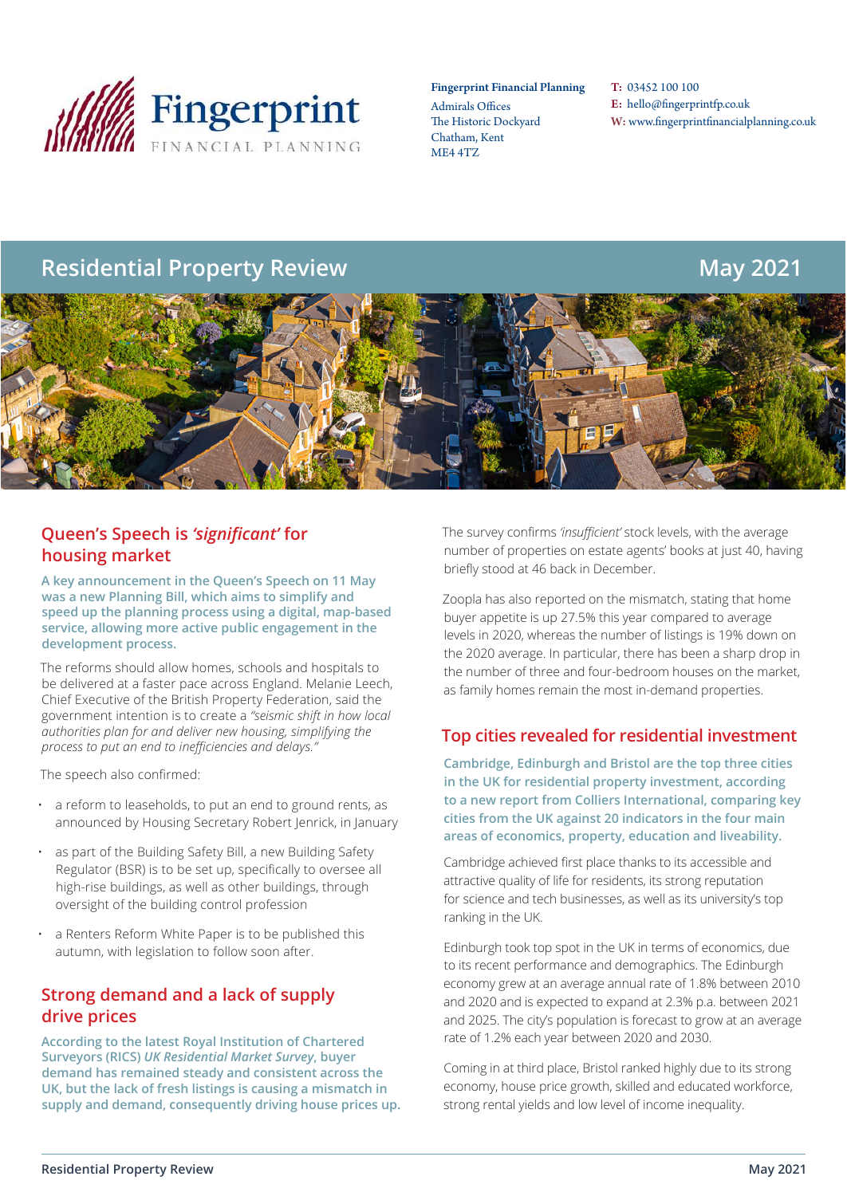Fingerprint FINANCIAL PLANNING

**Fingerprint Financial Planning**
Admirals Offices
The Historic Dockyard
Chatham, Kent
ME4 4TZ

**T:** 03452 100 100
**E:** hello@fingerprintfp.co.uk
**W:** www.fingerprintfinancialplanning.co.uk

# Residential Property Review — May 2021

## Queen's Speech is *'significant'* for housing market

**A key announcement in the Queen's Speech on 11 May was a new Planning Bill, which aims to simplify and speed up the planning process using a digital, map-based service, allowing more active public engagement in the development process.**

The reforms should allow homes, schools and hospitals to be delivered at a faster pace across England. Melanie Leech, Chief Executive of the British Property Federation, said the government intention is to create a *"seismic shift in how local authorities plan for and deliver new housing, simplifying the process to put an end to inefficiencies and delays."*

The speech also confirmed:

- a reform to leaseholds, to put an end to ground rents, as announced by Housing Secretary Robert Jenrick, in January
- as part of the Building Safety Bill, a new Building Safety Regulator (BSR) is to be set up, specifically to oversee all high-rise buildings, as well as other buildings, through oversight of the building control profession
- a Renters Reform White Paper is to be published this autumn, with legislation to follow soon after.

## Strong demand and a lack of supply drive prices

**According to the latest Royal Institution of Chartered Surveyors (RICS) *UK Residential Market Survey*, buyer demand has remained steady and consistent across the UK, but the lack of fresh listings is causing a mismatch in supply and demand, consequently driving house prices up.**

The survey confirms *'insufficient'* stock levels, with the average number of properties on estate agents' books at just 40, having briefly stood at 46 back in December.

Zoopla has also reported on the mismatch, stating that home buyer appetite is up 27.5% this year compared to average levels in 2020, whereas the number of listings is 19% down on the 2020 average. In particular, there has been a sharp drop in the number of three and four-bedroom houses on the market, as family homes remain the most in-demand properties.

## Top cities revealed for residential investment

**Cambridge, Edinburgh and Bristol are the top three cities in the UK for residential property investment, according to a new report from Colliers International, comparing key cities from the UK against 20 indicators in the four main areas of economics, property, education and liveability.**

Cambridge achieved first place thanks to its accessible and attractive quality of life for residents, its strong reputation for science and tech businesses, as well as its university's top ranking in the UK.

Edinburgh took top spot in the UK in terms of economics, due to its recent performance and demographics. The Edinburgh economy grew at an average annual rate of 1.8% between 2010 and 2020 and is expected to expand at 2.3% p.a. between 2021 and 2025. The city's population is forecast to grow at an average rate of 1.2% each year between 2020 and 2030.

Coming in at third place, Bristol ranked highly due to its strong economy, house price growth, skilled and educated workforce, strong rental yields and low level of income inequality.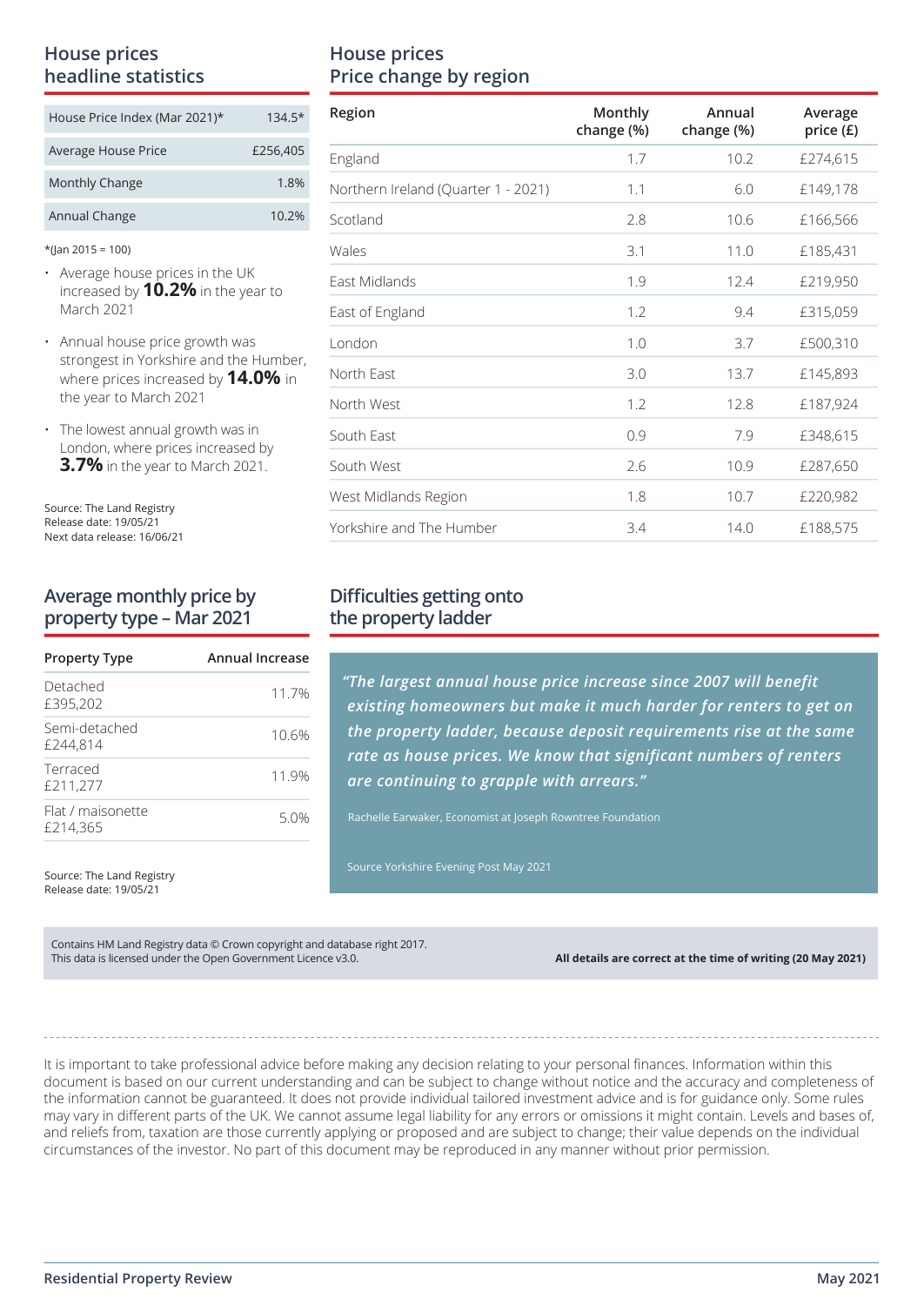## House prices headline statistics

| | |
|---|---|
| House Price Index (Mar 2021)* | 134.5* |
| Average House Price | £256,405 |
| Monthly Change | 1.8% |
| Annual Change | 10.2% |

*(Jan 2015 = 100)

- Average house prices in the UK increased by **10.2%** in the year to March 2021
- Annual house price growth was strongest in Yorkshire and the Humber, where prices increased by **14.0%** in the year to March 2021
- The lowest annual growth was in London, where prices increased by **3.7%** in the year to March 2021.

Source: The Land Registry
Release date: 19/05/21
Next data release: 16/06/21

## House prices Price change by region

| Region | Monthly change (%) | Annual change (%) | Average price (£) |
|---|---|---|---|
| England | 1.7 | 10.2 | £274,615 |
| Northern Ireland (Quarter 1 - 2021) | 1.1 | 6.0 | £149,178 |
| Scotland | 2.8 | 10.6 | £166,566 |
| Wales | 3.1 | 11.0 | £185,431 |
| East Midlands | 1.9 | 12.4 | £219,950 |
| East of England | 1.2 | 9.4 | £315,059 |
| London | 1.0 | 3.7 | £500,310 |
| North East | 3.0 | 13.7 | £145,893 |
| North West | 1.2 | 12.8 | £187,924 |
| South East | 0.9 | 7.9 | £348,615 |
| South West | 2.6 | 10.9 | £287,650 |
| West Midlands Region | 1.8 | 10.7 | £220,982 |
| Yorkshire and The Humber | 3.4 | 14.0 | £188,575 |

## Average monthly price by property type – Mar 2021

| Property Type | Annual Increase |
|---|---|
| Detached £395,202 | 11.7% |
| Semi-detached £244,814 | 10.6% |
| Terraced £211,277 | 11.9% |
| Flat / maisonette £214,365 | 5.0% |

Source: The Land Registry
Release date: 19/05/21

## Difficulties getting onto the property ladder

*"The largest annual house price increase since 2007 will benefit existing homeowners but make it much harder for renters to get on the property ladder, because deposit requirements rise at the same rate as house prices. We know that significant numbers of renters are continuing to grapple with arrears."*

Rachelle Earwaker, Economist at Joseph Rowntree Foundation

Source Yorkshire Evening Post May 2021

Contains HM Land Registry data © Crown copyright and database right 2017.
This data is licensed under the Open Government Licence v3.0.

**All details are correct at the time of writing (20 May 2021)**

---

It is important to take professional advice before making any decision relating to your personal finances. Information within this document is based on our current understanding and can be subject to change without notice and the accuracy and completeness of the information cannot be guaranteed. It does not provide individual tailored investment advice and is for guidance only. Some rules may vary in different parts of the UK. We cannot assume legal liability for any errors or omissions it might contain. Levels and bases of, and reliefs from, taxation are those currently applying or proposed and are subject to change; their value depends on the individual circumstances of the investor. No part of this document may be reproduced in any manner without prior permission.